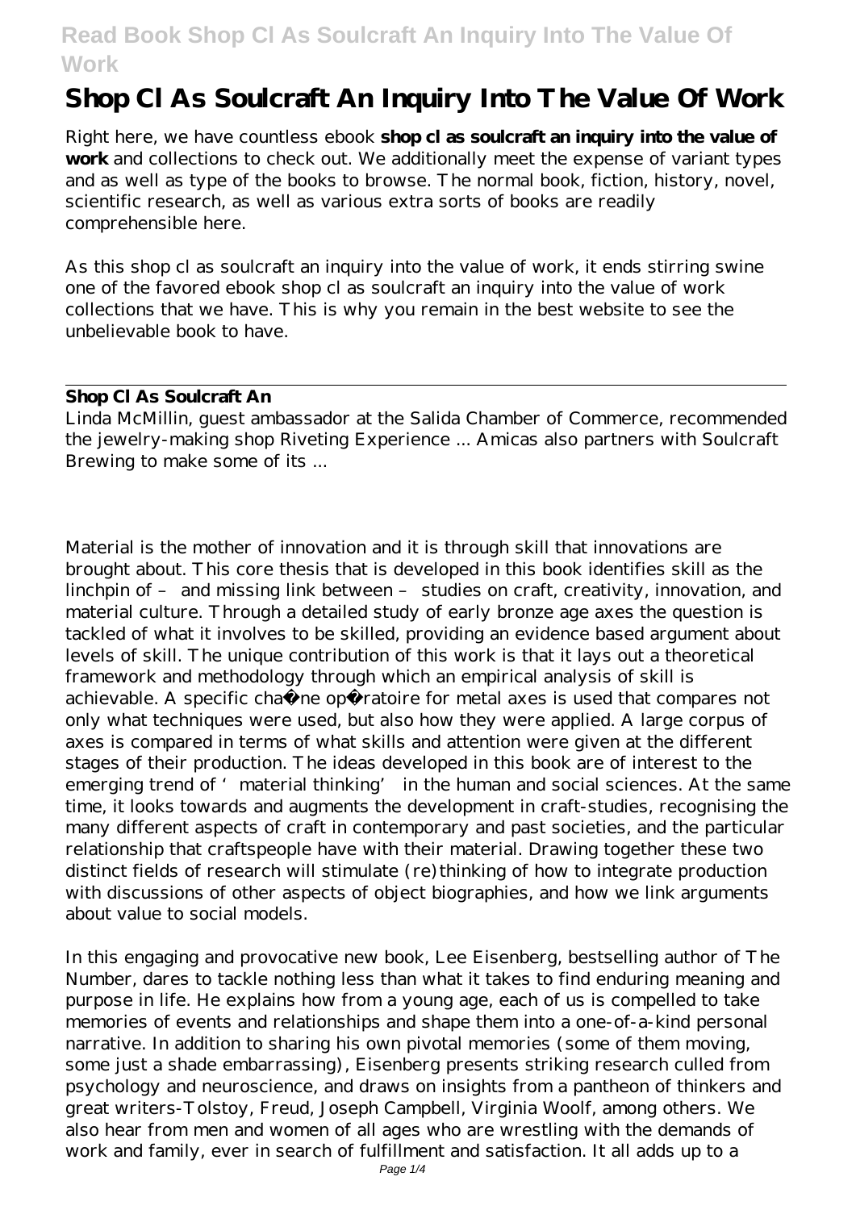# Shop Cl As Soulcraft An Inquiry Into The Value Of Work

Right here, we have countless ebook **shop cl as soulcraft an inquiry into the value of work** and collections to check out. We additionally meet the expense of variant types and as well as type of the books to browse. The normal book, fiction, history, novel, scientific research, as well as various extra sorts of books are readily comprehensible here.

As this shop cl as soulcraft an inquiry into the value of work, it ends stirring swine one of the favored ebook shop cl as soulcraft an inquiry into the value of work collections that we have. This is why you remain in the best website to see the unbelievable book to have.

## Shop Cl As Soulcraft An

Linda McMillin, guest ambassador at the Salida Chamber of Commerce, recommended the jewelry-making shop Riveting Experience ... Amicas also partners with Soulcraft Brewing to make some of its ...

Material is the mother of innovation and it is through skill that innovations are brought about. This core thesis that is developed in this book identifies skill as the linchpin of – and missing link between – studies on craft, creativity, innovation, and material culture. Through a detailed study of early bronze age axes the question is tackled of what it involves to be skilled, providing an evidence based argument about levels of skill. The unique contribution of this work is that it lays out a theoretical framework and methodology through which an empirical analysis of skill is achievable. A specific chaîne opératoire for metal axes is used that compares not only what techniques were used, but also how they were applied. A large corpus of axes is compared in terms of what skills and attention were given at the different stages of their production. The ideas developed in this book are of interest to the emerging trend of 'material thinking' in the human and social sciences. At the same time, it looks towards and augments the development in craft-studies, recognising the many different aspects of craft in contemporary and past societies, and the particular relationship that craftspeople have with their material. Drawing together these two distinct fields of research will stimulate (re)thinking of how to integrate production with discussions of other aspects of object biographies, and how we link arguments about value to social models.

In this engaging and provocative new book, Lee Eisenberg, bestselling author of The Number, dares to tackle nothing less than what it takes to find enduring meaning and purpose in life. He explains how from a young age, each of us is compelled to take memories of events and relationships and shape them into a one-of-a-kind personal narrative. In addition to sharing his own pivotal memories (some of them moving, some just a shade embarrassing), Eisenberg presents striking research culled from psychology and neuroscience, and draws on insights from a pantheon of thinkers and great writers-Tolstoy, Freud, Joseph Campbell, Virginia Woolf, among others. We also hear from men and women of all ages who are wrestling with the demands of work and family, ever in search of fulfillment and satisfaction. It all adds up to a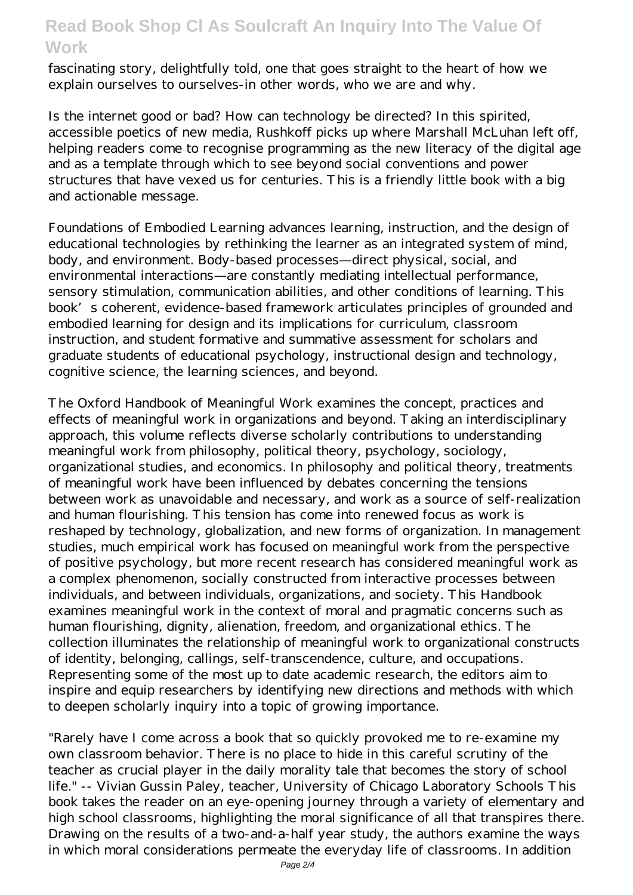fascinating story, delightfully told, one that goes straight to the heart of how we explain ourselves to ourselves-in other words, who we are and why.

Is the internet good or bad? How can technology be directed? In this spirited, accessible poetics of new media, Rushkoff picks up where Marshall McLuhan left off, helping readers come to recognise programming as the new literacy of the digital age and as a template through which to see beyond social conventions and power structures that have vexed us for centuries. This is a friendly little book with a big and actionable message.

Foundations of Embodied Learning advances learning, instruction, and the design of educational technologies by rethinking the learner as an integrated system of mind, body, and environment. Body-based processes—direct physical, social, and environmental interactions—are constantly mediating intellectual performance, sensory stimulation, communication abilities, and other conditions of learning. This book's coherent, evidence-based framework articulates principles of grounded and embodied learning for design and its implications for curriculum, classroom instruction, and student formative and summative assessment for scholars and graduate students of educational psychology, instructional design and technology, cognitive science, the learning sciences, and beyond.

The Oxford Handbook of Meaningful Work examines the concept, practices and effects of meaningful work in organizations and beyond. Taking an interdisciplinary approach, this volume reflects diverse scholarly contributions to understanding meaningful work from philosophy, political theory, psychology, sociology, organizational studies, and economics. In philosophy and political theory, treatments of meaningful work have been influenced by debates concerning the tensions between work as unavoidable and necessary, and work as a source of self-realization and human flourishing. This tension has come into renewed focus as work is reshaped by technology, globalization, and new forms of organization. In management studies, much empirical work has focused on meaningful work from the perspective of positive psychology, but more recent research has considered meaningful work as a complex phenomenon, socially constructed from interactive processes between individuals, and between individuals, organizations, and society. This Handbook examines meaningful work in the context of moral and pragmatic concerns such as human flourishing, dignity, alienation, freedom, and organizational ethics. The collection illuminates the relationship of meaningful work to organizational constructs of identity, belonging, callings, self-transcendence, culture, and occupations. Representing some of the most up to date academic research, the editors aim to inspire and equip researchers by identifying new directions and methods with which to deepen scholarly inquiry into a topic of growing importance.

"Rarely have I come across a book that so quickly provoked me to re-examine my own classroom behavior. There is no place to hide in this careful scrutiny of the teacher as crucial player in the daily morality tale that becomes the story of school life." -- Vivian Gussin Paley, teacher, University of Chicago Laboratory Schools This book takes the reader on an eye-opening journey through a variety of elementary and high school classrooms, highlighting the moral significance of all that transpires there. Drawing on the results of a two-and-a-half year study, the authors examine the ways in which moral considerations permeate the everyday life of classrooms. In addition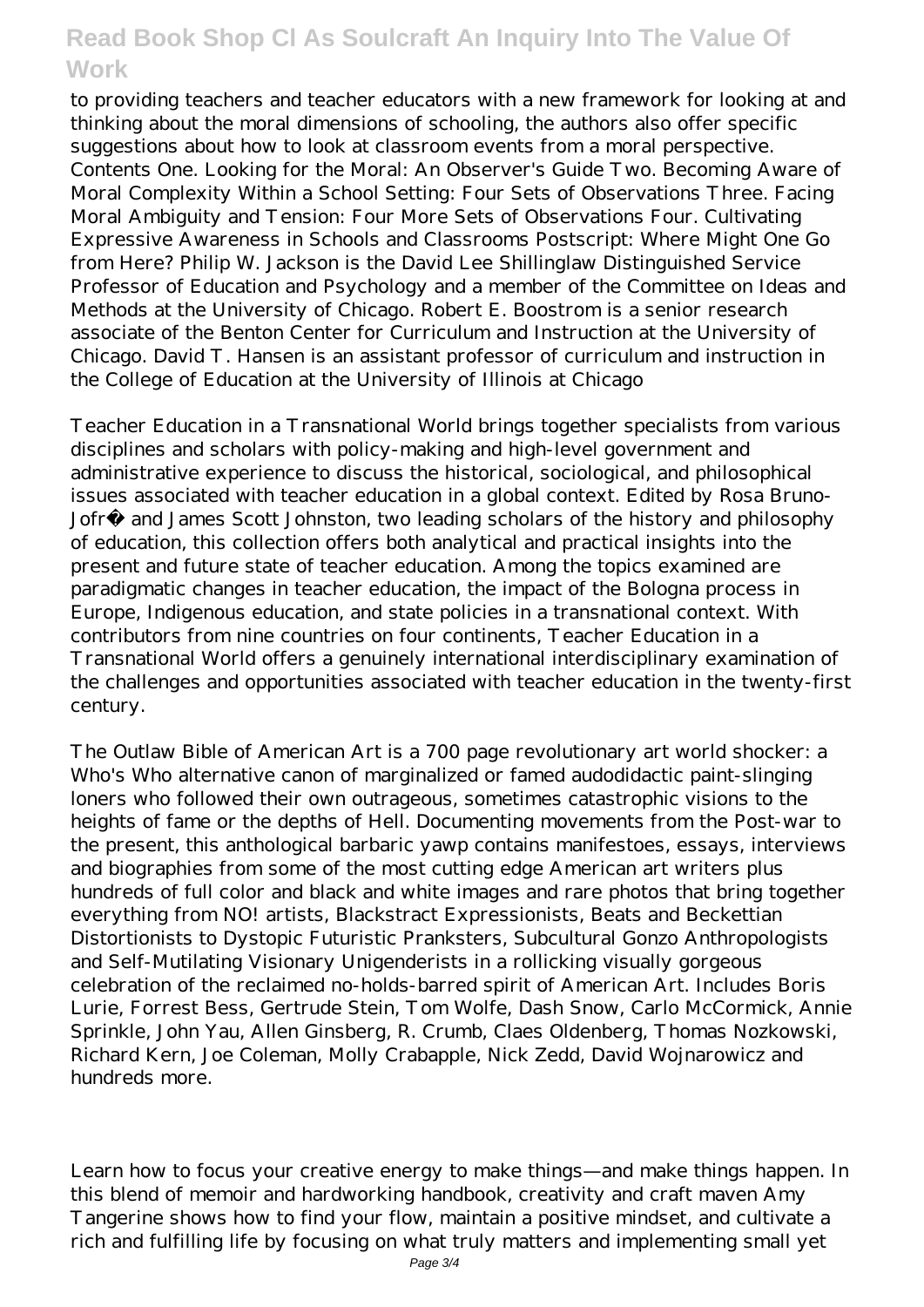to providing teachers and teacher educators with a new framework for looking at and thinking about the moral dimensions of schooling, the authors also offer specific suggestions about how to look at classroom events from a moral perspective. Contents One. Looking for the Moral: An Observer's Guide Two. Becoming Aware of Moral Complexity Within a School Setting: Four Sets of Observations Three. Facing Moral Ambiguity and Tension: Four More Sets of Observations Four. Cultivating Expressive Awareness in Schools and Classrooms Postscript: Where Might One Go from Here? Philip W. Jackson is the David Lee Shillinglaw Distinguished Service Professor of Education and Psychology and a member of the Committee on Ideas and Methods at the University of Chicago. Robert E. Boostrom is a senior research associate of the Benton Center for Curriculum and Instruction at the University of Chicago. David T. Hansen is an assistant professor of curriculum and instruction in the College of Education at the University of Illinois at Chicago

Teacher Education in a Transnational World brings together specialists from various disciplines and scholars with policy-making and high-level government and administrative experience to discuss the historical, sociological, and philosophical issues associated with teacher education in a global context. Edited by Rosa Bruno-Jofré and James Scott Johnston, two leading scholars of the history and philosophy of education, this collection offers both analytical and practical insights into the present and future state of teacher education. Among the topics examined are paradigmatic changes in teacher education, the impact of the Bologna process in Europe, Indigenous education, and state policies in a transnational context. With contributors from nine countries on four continents, Teacher Education in a Transnational World offers a genuinely international interdisciplinary examination of the challenges and opportunities associated with teacher education in the twenty-first century.

The Outlaw Bible of American Art is a 700 page revolutionary art world shocker: a Who's Who alternative canon of marginalized or famed audodidactic paint-slinging loners who followed their own outrageous, sometimes catastrophic visions to the heights of fame or the depths of Hell. Documenting movements from the Post-war to the present, this anthological barbaric yawp contains manifestoes, essays, interviews and biographies from some of the most cutting edge American art writers plus hundreds of full color and black and white images and rare photos that bring together everything from NO! artists, Blackstract Expressionists, Beats and Beckettian Distortionists to Dystopic Futuristic Pranksters, Subcultural Gonzo Anthropologists and Self-Mutilating Visionary Unigenderists in a rollicking visually gorgeous celebration of the reclaimed no-holds-barred spirit of American Art. Includes Boris Lurie, Forrest Bess, Gertrude Stein, Tom Wolfe, Dash Snow, Carlo McCormick, Annie Sprinkle, John Yau, Allen Ginsberg, R. Crumb, Claes Oldenberg, Thomas Nozkowski, Richard Kern, Joe Coleman, Molly Crabapple, Nick Zedd, David Wojnarowicz and hundreds more.

Learn how to focus your creative energy to make things—and make things happen. In this blend of memoir and hardworking handbook, creativity and craft maven Amy Tangerine shows how to find your flow, maintain a positive mindset, and cultivate a rich and fulfilling life by focusing on what truly matters and implementing small yet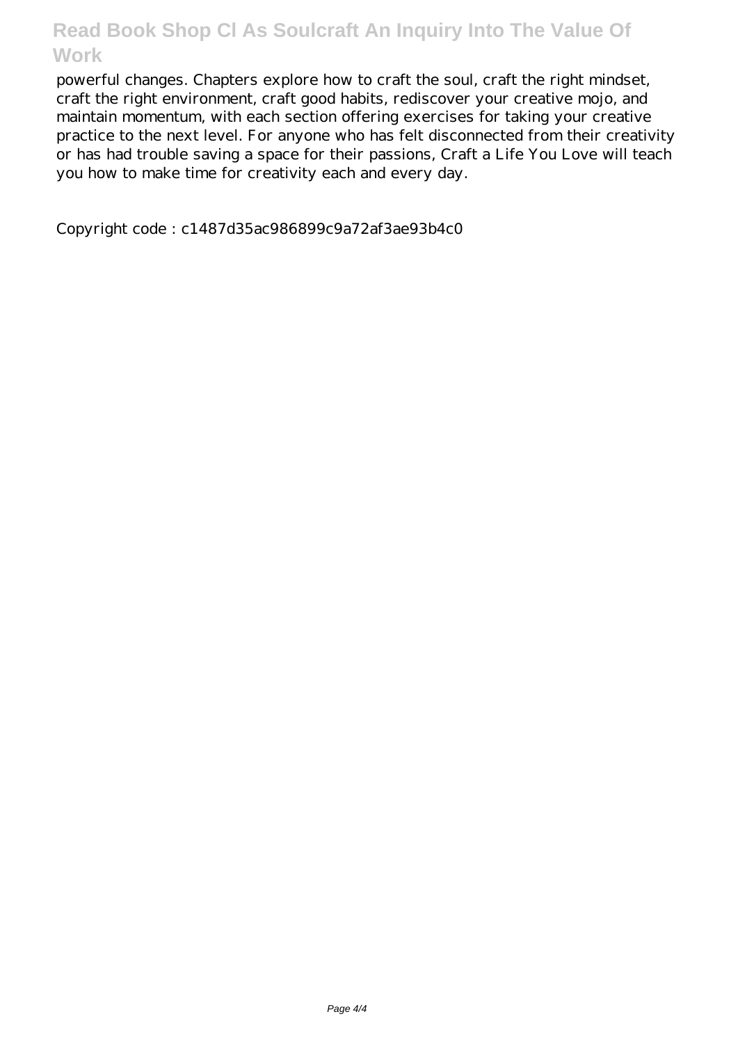powerful changes. Chapters explore how to craft the soul, craft the right mindset, craft the right environment, craft good habits, rediscover your creative mojo, and maintain momentum, with each section offering exercises for taking your creative practice to the next level. For anyone who has felt disconnected from their creativity or has had trouble saving a space for their passions, Craft a Life You Love will teach you how to make time for creativity each and every day.

Copyright code : c1487d35ac986899c9a72af3ae93b4c0